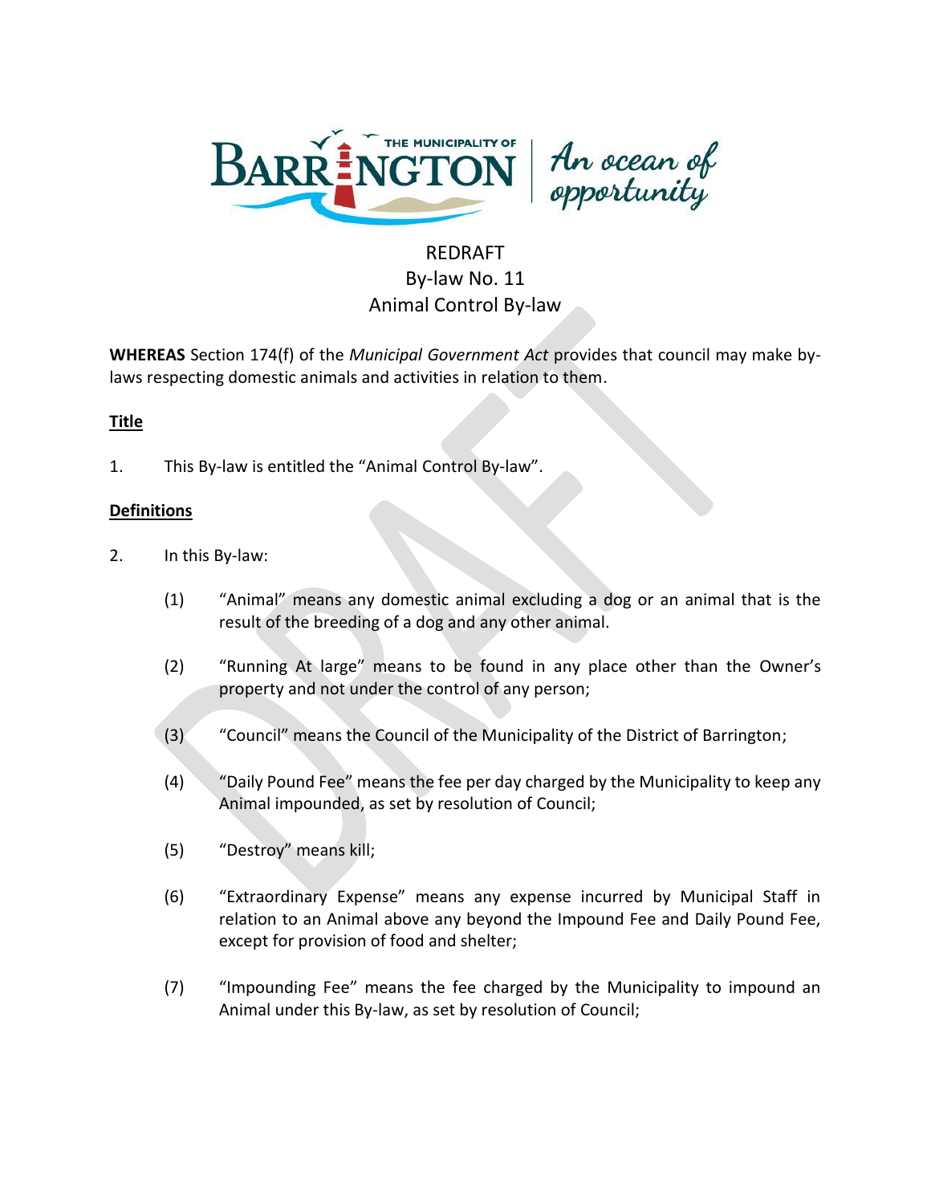REDRAFT
By-law No. 11
Animal Control By-law

**WHEREAS** Section 174(f) of the *Municipal Government Act* provides that council may make by-laws respecting domestic animals and activities in relation to them.

**Title**

1. This By-law is entitled the "Animal Control By-law".

**Definitions**

2. In this By-law:

   (1) "Animal" means any domestic animal excluding a dog or an animal that is the result of the breeding of a dog and any other animal.

   (2) "Running At large" means to be found in any place other than the Owner's property and not under the control of any person;

   (3) "Council" means the Council of the Municipality of the District of Barrington;

   (4) "Daily Pound Fee" means the fee per day charged by the Municipality to keep any Animal impounded, as set by resolution of Council;

   (5) "Destroy" means kill;

   (6) "Extraordinary Expense" means any expense incurred by Municipal Staff in relation to an Animal above any beyond the Impound Fee and Daily Pound Fee, except for provision of food and shelter;

   (7) "Impounding Fee" means the fee charged by the Municipality to impound an Animal under this By-law, as set by resolution of Council;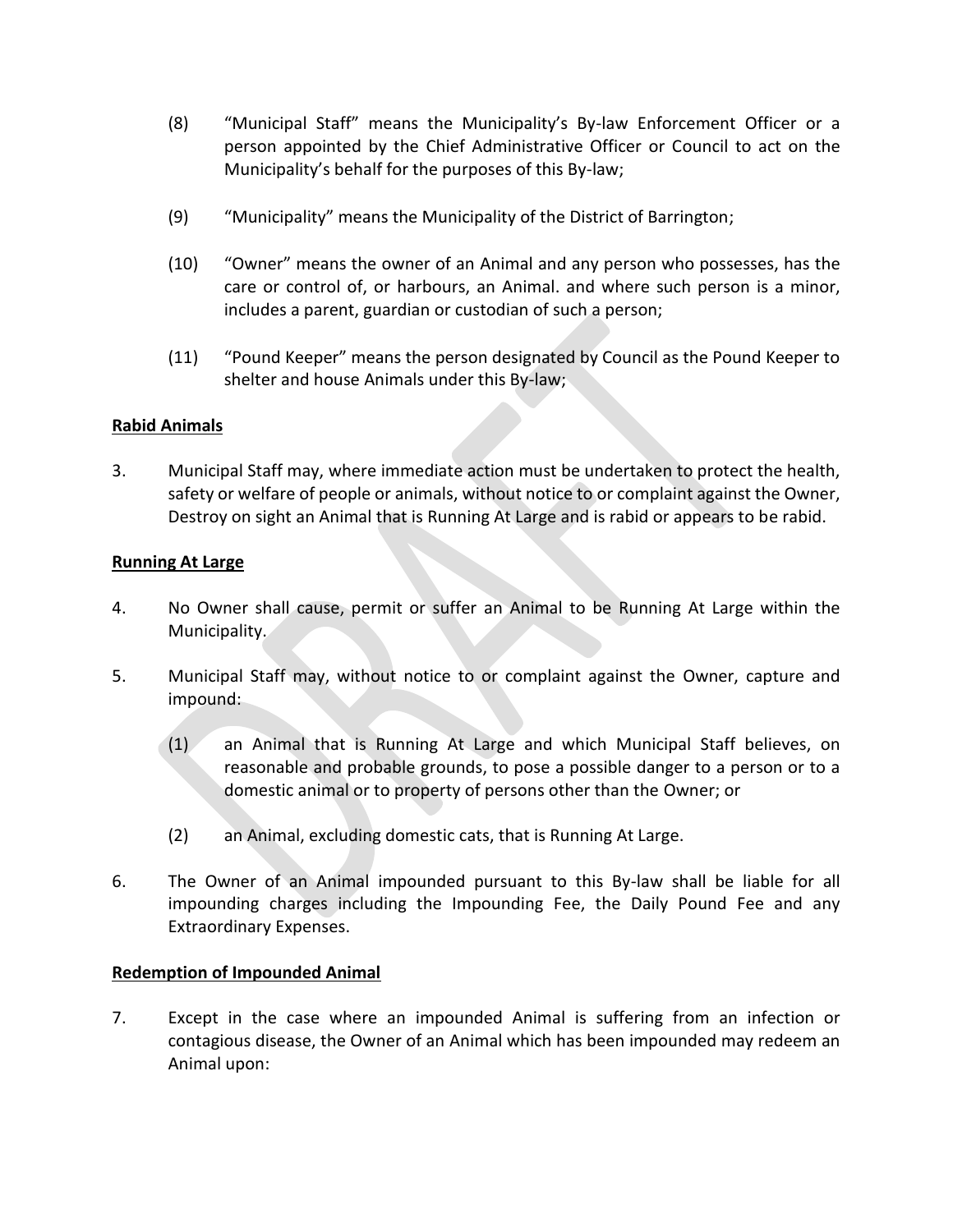(8) "Municipal Staff" means the Municipality's By-law Enforcement Officer or a person appointed by the Chief Administrative Officer or Council to act on the Municipality's behalf for the purposes of this By-law;

(9) "Municipality" means the Municipality of the District of Barrington;

(10) "Owner" means the owner of an Animal and any person who possesses, has the care or control of, or harbours, an Animal. and where such person is a minor, includes a parent, guardian or custodian of such a person;

(11) "Pound Keeper" means the person designated by Council as the Pound Keeper to shelter and house Animals under this By-law;

**Rabid Animals**

3. Municipal Staff may, where immediate action must be undertaken to protect the health, safety or welfare of people or animals, without notice to or complaint against the Owner, Destroy on sight an Animal that is Running At Large and is rabid or appears to be rabid.

**Running At Large**

4. No Owner shall cause, permit or suffer an Animal to be Running At Large within the Municipality.

5. Municipal Staff may, without notice to or complaint against the Owner, capture and impound:

   (1) an Animal that is Running At Large and which Municipal Staff believes, on reasonable and probable grounds, to pose a possible danger to a person or to a domestic animal or to property of persons other than the Owner; or

   (2) an Animal, excluding domestic cats, that is Running At Large.

6. The Owner of an Animal impounded pursuant to this By-law shall be liable for all impounding charges including the Impounding Fee, the Daily Pound Fee and any Extraordinary Expenses.

**Redemption of Impounded Animal**

7. Except in the case where an impounded Animal is suffering from an infection or contagious disease, the Owner of an Animal which has been impounded may redeem an Animal upon: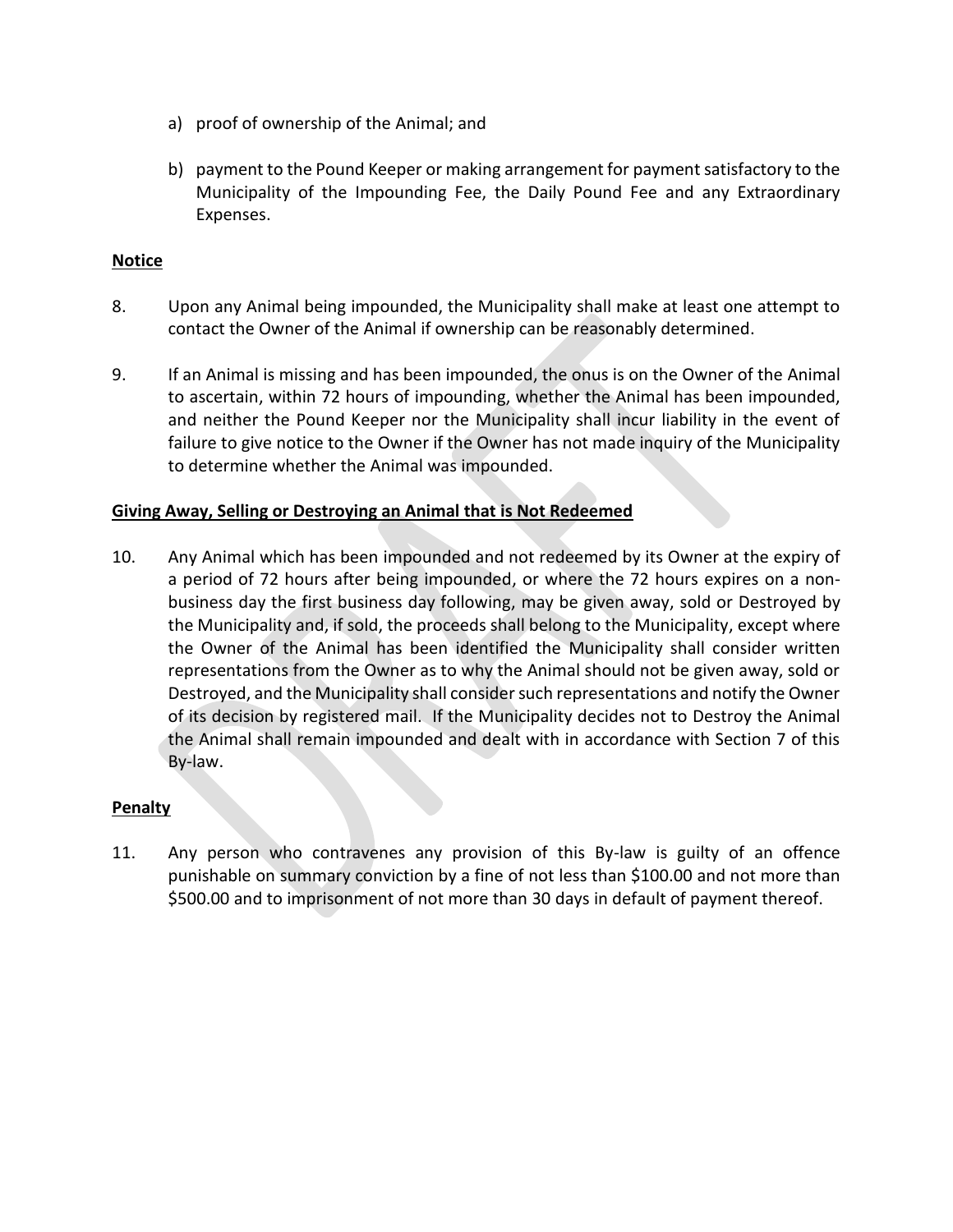a) proof of ownership of the Animal; and

b) payment to the Pound Keeper or making arrangement for payment satisfactory to the Municipality of the Impounding Fee, the Daily Pound Fee and any Extraordinary Expenses.

**Notice**

8. Upon any Animal being impounded, the Municipality shall make at least one attempt to contact the Owner of the Animal if ownership can be reasonably determined.

9. If an Animal is missing and has been impounded, the onus is on the Owner of the Animal to ascertain, within 72 hours of impounding, whether the Animal has been impounded, and neither the Pound Keeper nor the Municipality shall incur liability in the event of failure to give notice to the Owner if the Owner has not made inquiry of the Municipality to determine whether the Animal was impounded.

**Giving Away, Selling or Destroying an Animal that is Not Redeemed**

10. Any Animal which has been impounded and not redeemed by its Owner at the expiry of a period of 72 hours after being impounded, or where the 72 hours expires on a non-business day the first business day following, may be given away, sold or Destroyed by the Municipality and, if sold, the proceeds shall belong to the Municipality, except where the Owner of the Animal has been identified the Municipality shall consider written representations from the Owner as to why the Animal should not be given away, sold or Destroyed, and the Municipality shall consider such representations and notify the Owner of its decision by registered mail. If the Municipality decides not to Destroy the Animal the Animal shall remain impounded and dealt with in accordance with Section 7 of this By-law.

**Penalty**

11. Any person who contravenes any provision of this By-law is guilty of an offence punishable on summary conviction by a fine of not less than $100.00 and not more than $500.00 and to imprisonment of not more than 30 days in default of payment thereof.